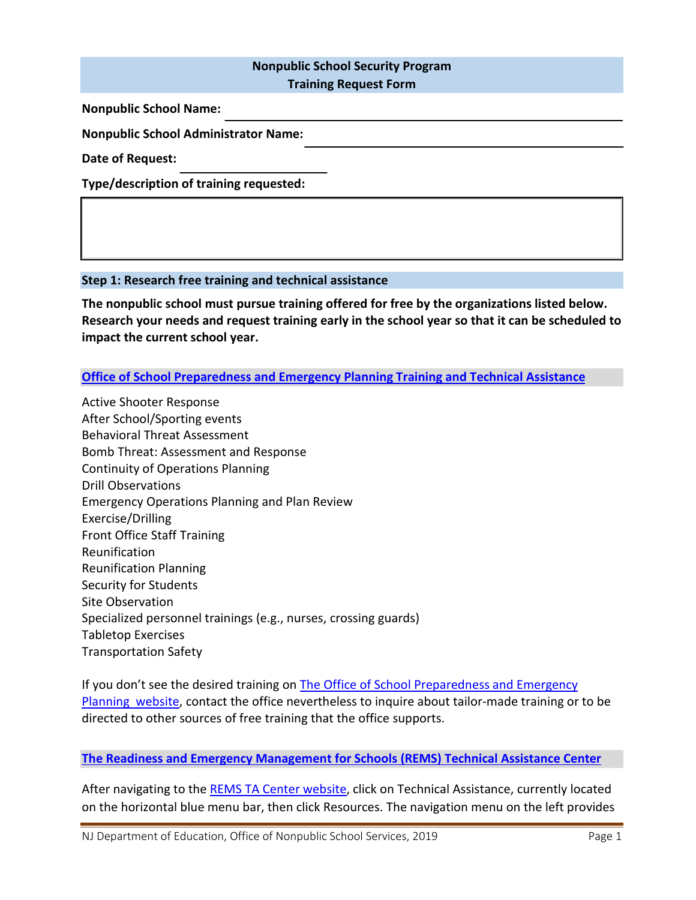## Nonpublic School Security Program
## Training Request Form

**Nonpublic School Name:** ______________________________

**Nonpublic School Administrator Name:** ______________________________

**Date of Request:** ______________

**Type/description of training requested:**

|  |
|---|
|  |

### Step 1: Research free training and technical assistance

**The nonpublic school must pursue training offered for free by the organizations listed below. Research your needs and request training early in the school year so that it can be scheduled to impact the current school year.**

### Office of School Preparedness and Emergency Planning Training and Technical Assistance

Active Shooter Response
After School/Sporting events
Behavioral Threat Assessment
Bomb Threat: Assessment and Response
Continuity of Operations Planning
Drill Observations
Emergency Operations Planning and Plan Review
Exercise/Drilling
Front Office Staff Training
Reunification
Reunification Planning
Security for Students
Site Observation
Specialized personnel trainings (e.g., nurses, crossing guards)
Tabletop Exercises
Transportation Safety

If you don't see the desired training on The Office of School Preparedness and Emergency Planning website, contact the office nevertheless to inquire about tailor-made training or to be directed to other sources of free training that the office supports.

### The Readiness and Emergency Management for Schools (REMS) Technical Assistance Center

After navigating to the REMS TA Center website, click on Technical Assistance, currently located on the horizontal blue menu bar, then click Resources. The navigation menu on the left provides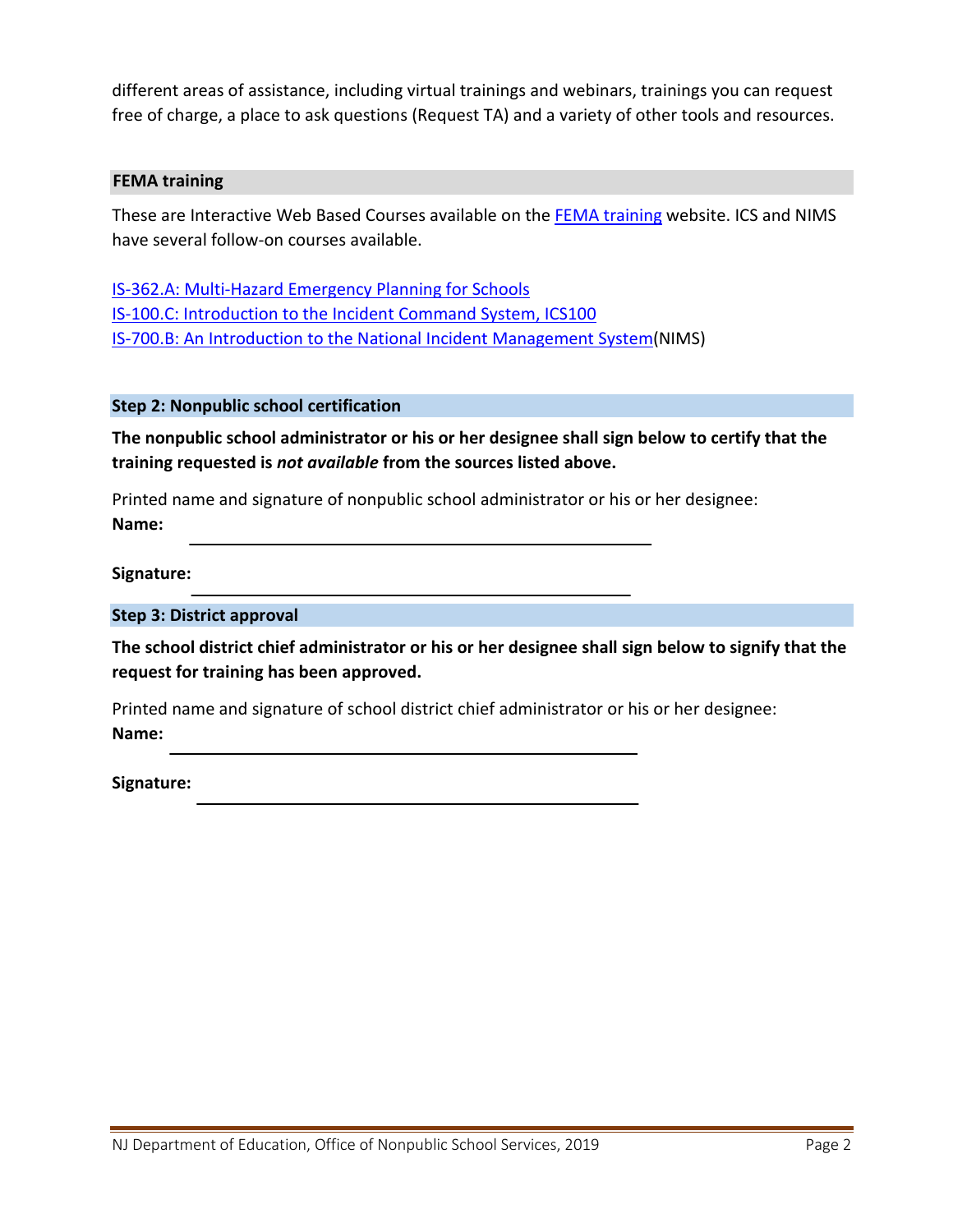different areas of assistance, including virtual trainings and webinars, trainings you can request free of charge, a place to ask questions (Request TA) and a variety of other tools and resources.

## FEMA training

These are Interactive Web Based Courses available on the FEMA training website. ICS and NIMS have several follow-on courses available.

IS-362.A: Multi-Hazard Emergency Planning for Schools
IS-100.C: Introduction to the Incident Command System, ICS100
IS-700.B: An Introduction to the National Incident Management System(NIMS)

## Step 2: Nonpublic school certification

**The nonpublic school administrator or his or her designee shall sign below to certify that the training requested is *not available* from the sources listed above.**

Printed name and signature of nonpublic school administrator or his or her designee:

**Name:** ______________________________________________

**Signature:** ______________________________________________

## Step 3: District approval

**The school district chief administrator or his or her designee shall sign below to signify that the request for training has been approved.**

Printed name and signature of school district chief administrator or his or her designee:

**Name:** ______________________________________________

**Signature:** ______________________________________________

NJ Department of Education, Office of Nonpublic School Services, 2019